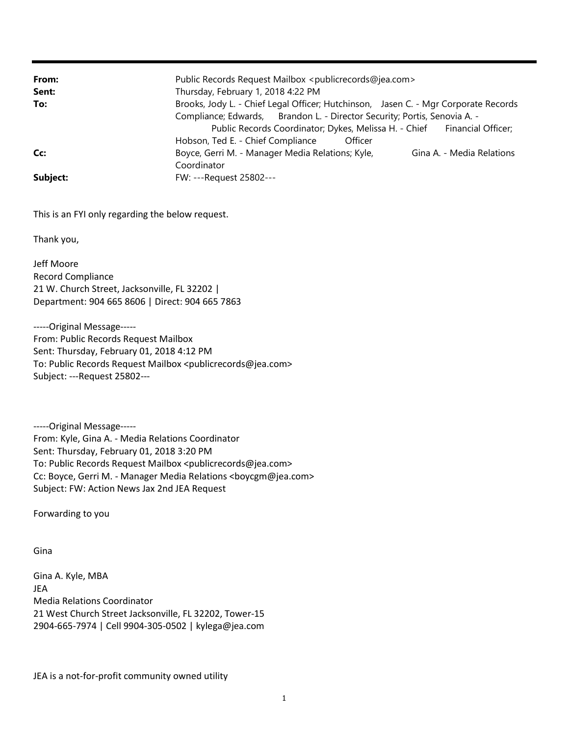| | |
|---|---|
| **From:** | Public Records Request Mailbox <publicrecords@jea.com> |
| **Sent:** | Thursday, February 1, 2018 4:22 PM |
| **To:** | Brooks, Jody L. - Chief Legal Officer; Hutchinson, Jasen C. - Mgr Corporate Records Compliance; Edwards, Brandon L. - Director Security; Portis, Senovia A. - Public Records Coordinator; Dykes, Melissa H. - Chief Financial Officer; Hobson, Ted E. - Chief Compliance Officer |
| **Cc:** | Boyce, Gerri M. - Manager Media Relations; Kyle, Gina A. - Media Relations Coordinator |
| **Subject:** | FW: ---Request 25802--- |

This is an FYI only regarding the below request.

Thank you,

Jeff Moore
Record Compliance
21 W. Church Street, Jacksonville, FL 32202 |
Department: 904 665 8606 | Direct: 904 665 7863

-----Original Message-----
From: Public Records Request Mailbox
Sent: Thursday, February 01, 2018 4:12 PM
To: Public Records Request Mailbox <publicrecords@jea.com>
Subject: ---Request 25802---

-----Original Message-----
From: Kyle, Gina A. - Media Relations Coordinator
Sent: Thursday, February 01, 2018 3:20 PM
To: Public Records Request Mailbox <publicrecords@jea.com>
Cc: Boyce, Gerri M. - Manager Media Relations <boycgm@jea.com>
Subject: FW: Action News Jax 2nd JEA Request

Forwarding to you

Gina

Gina A. Kyle, MBA
JEA
Media Relations Coordinator
21 West Church Street Jacksonville, FL 32202, Tower-15
2904-665-7974 | Cell 9904-305-0502 | kylega@jea.com

JEA is a not-for-profit community owned utility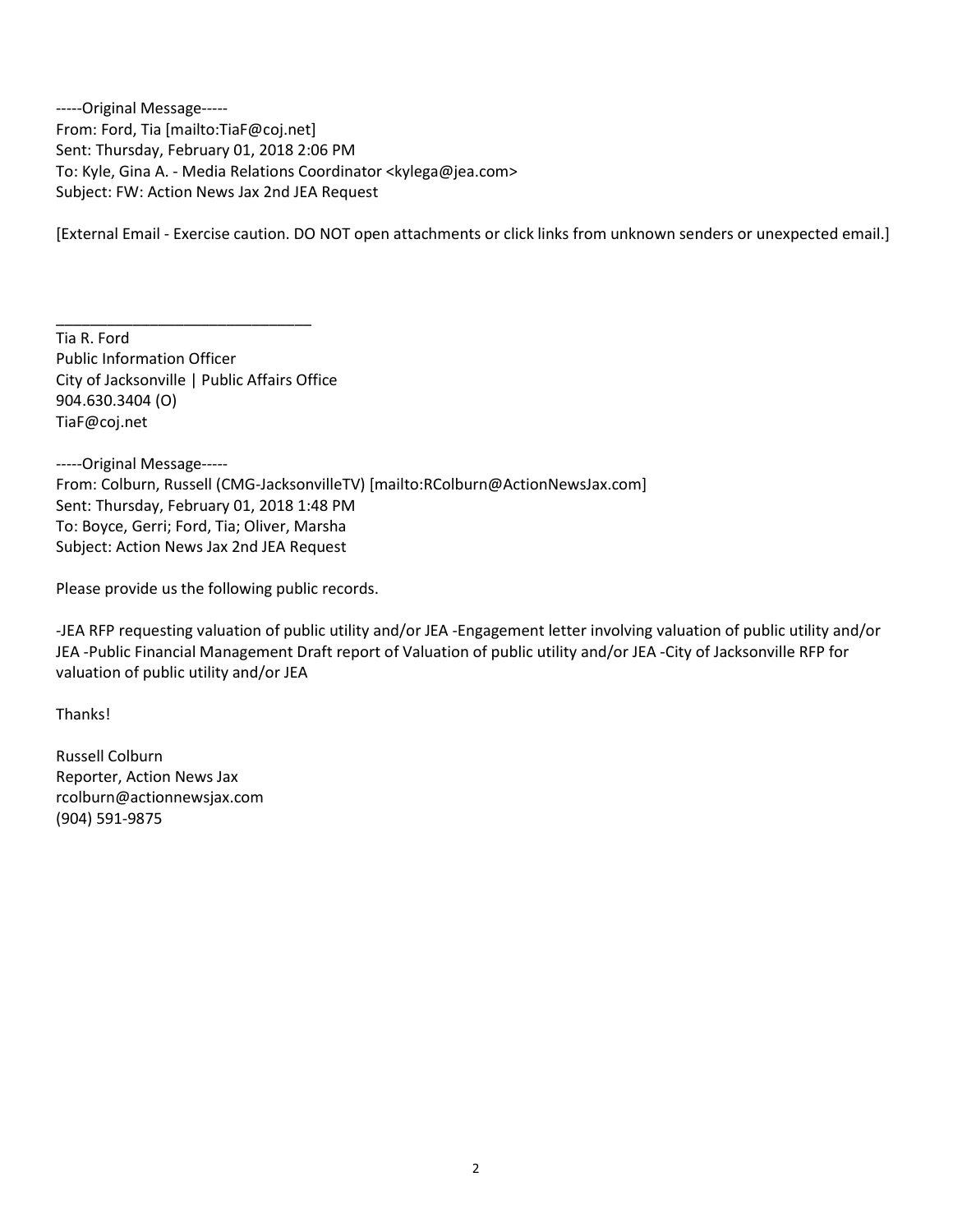-----Original Message-----
From: Ford, Tia [mailto:TiaF@coj.net]
Sent: Thursday, February 01, 2018 2:06 PM
To: Kyle, Gina A. - Media Relations Coordinator <kylega@jea.com>
Subject: FW: Action News Jax 2nd JEA Request

[External Email - Exercise caution. DO NOT open attachments or click links from unknown senders or unexpected email.]

______________________________

Tia R. Ford
Public Information Officer
City of Jacksonville | Public Affairs Office
904.630.3404 (O)
TiaF@coj.net

-----Original Message-----
From: Colburn, Russell (CMG-JacksonvilleTV) [mailto:RColburn@ActionNewsJax.com]
Sent: Thursday, February 01, 2018 1:48 PM
To: Boyce, Gerri; Ford, Tia; Oliver, Marsha
Subject: Action News Jax 2nd JEA Request

Please provide us the following public records.

-JEA RFP requesting valuation of public utility and/or JEA -Engagement letter involving valuation of public utility and/or JEA -Public Financial Management Draft report of Valuation of public utility and/or JEA -City of Jacksonville RFP for valuation of public utility and/or JEA

Thanks!

Russell Colburn
Reporter, Action News Jax
rcolburn@actionnewsjax.com
(904) 591-9875